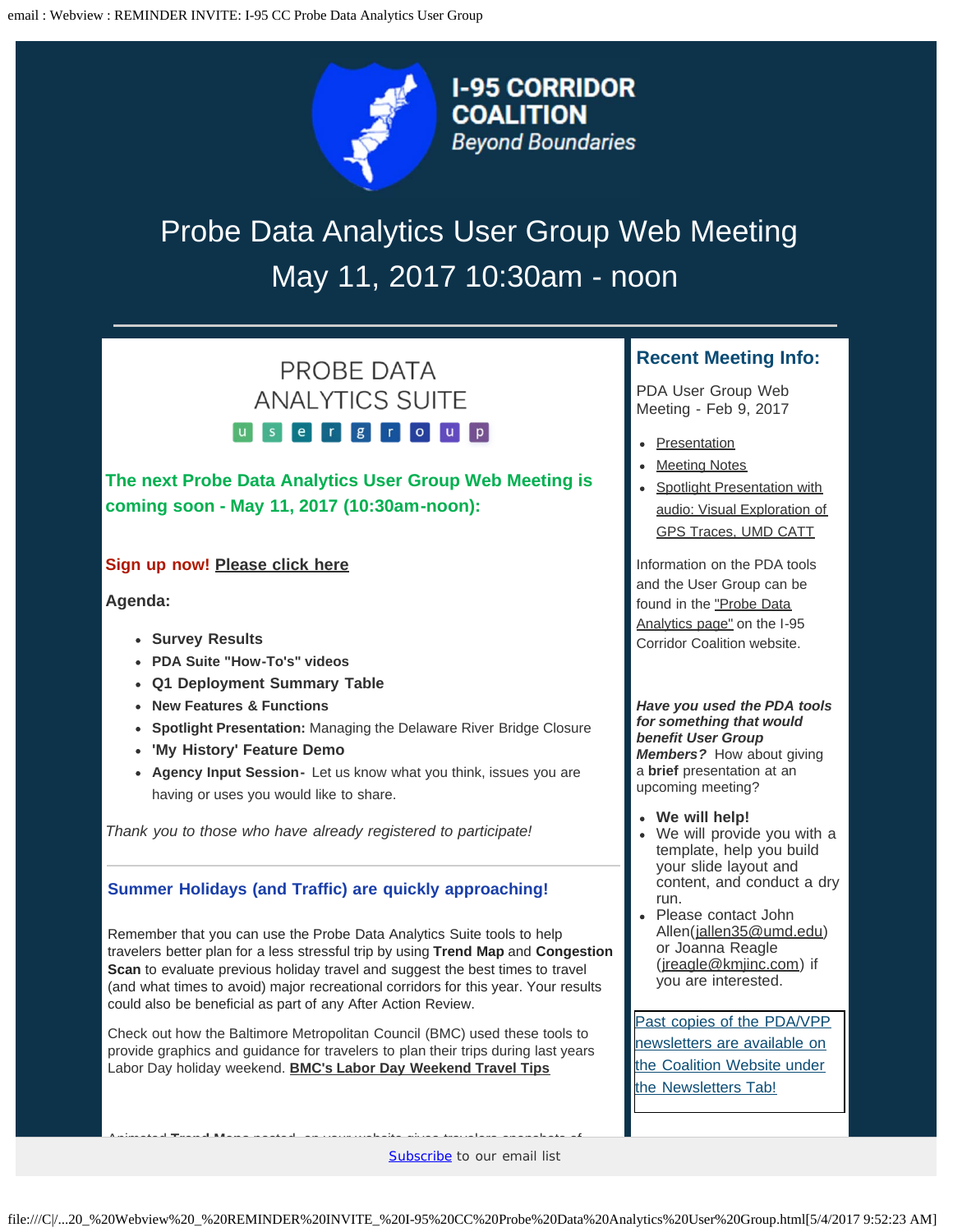# I-95 CORRIDOR COALITION

*Beyond Boundaries*

# Probe Data Analytics User Group Web Meeting May 11, 2017 10:30am - noon

PROBE DATA ANALYTICS SUITE

u s e r g r o u p

**The next Probe Data Analytics User Group Web Meeting is coming soon - May 11, 2017 (10:30am-noon):**

**Sign up now!** **Please click here**

**Agenda:**

- **Survey Results**
- **PDA Suite "How-To's" videos**
- **Q1 Deployment Summary Table**
- **New Features & Functions**
- **Spotlight Presentation:** Managing the Delaware River Bridge Closure
- **'My History' Feature Demo**
- **Agency Input Session-** Let us know what you think, issues you are having or uses you would like to share.

*Thank you to those who have already registered to participate!*

---

### Summer Holidays (and Traffic) are quickly approaching!

Remember that you can use the Probe Data Analytics Suite tools to help travelers better plan for a less stressful trip by using **Trend Map** and **Congestion Scan** to evaluate previous holiday travel and suggest the best times to travel (and what times to avoid) major recreational corridors for this year. Your results could also be beneficial as part of any After Action Review.

Check out how the Baltimore Metropolitan Council (BMC) used these tools to provide graphics and guidance for travelers to plan their trips during last years Labor Day holiday weekend. **BMC's Labor Day Weekend Travel Tips**

## Recent Meeting Info:

PDA User Group Web Meeting - Feb 9, 2017

- Presentation
- Meeting Notes
- Spotlight Presentation with audio: Visual Exploration of GPS Traces, UMD CATT

Information on the PDA tools and the User Group can be found in the "Probe Data Analytics page" on the I-95 Corridor Coalition website.

***Have you used the PDA tools for something that would benefit User Group Members?*** How about giving a **brief** presentation at an upcoming meeting?

- **We will help!**
- We will provide you with a template, help you build your slide layout and content, and conduct a dry run.
- Please contact John Allen(jallen35@umd.edu) or Joanna Reagle (jreagle@kmjinc.com) if you are interested.

Past copies of the PDA/VPP newsletters are available on the Coalition Website under the Newsletters Tab!

Subscribe to our email list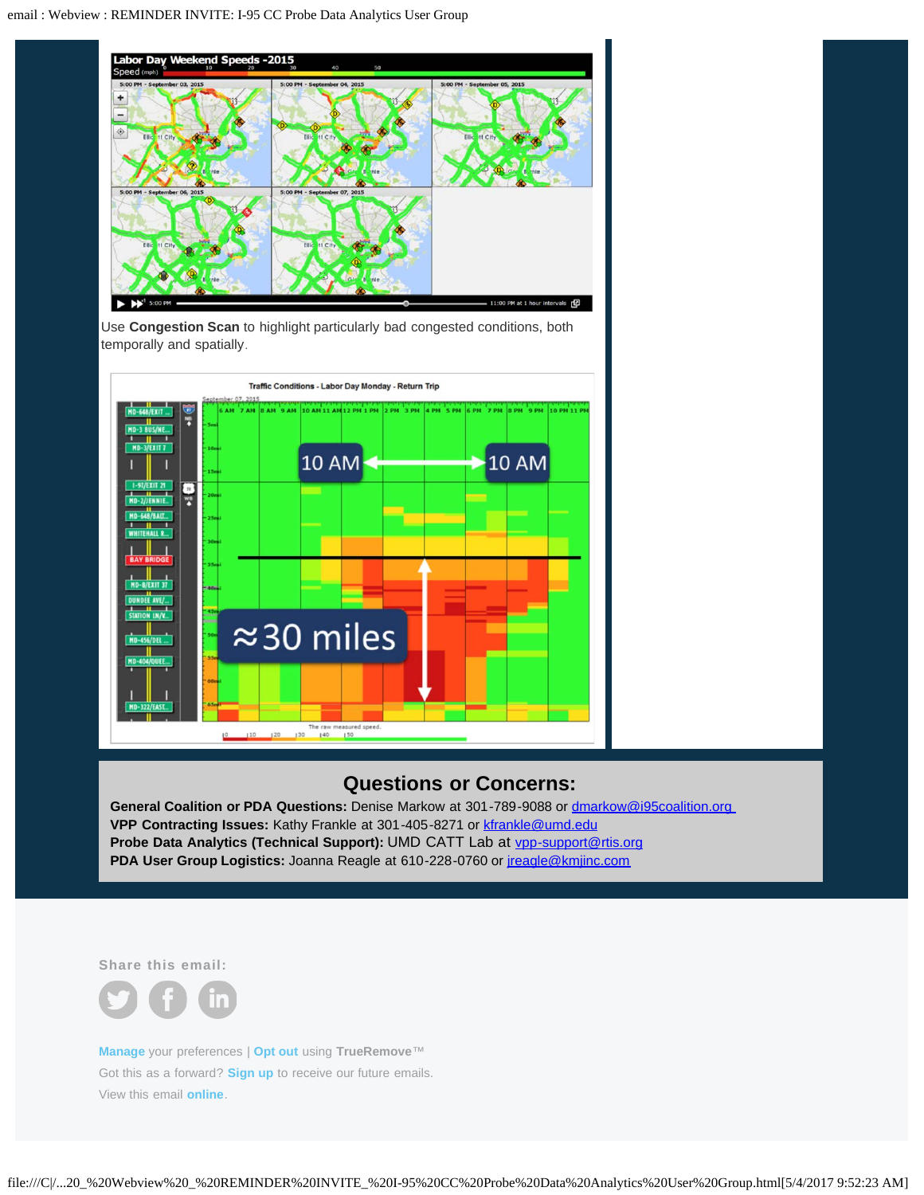Labor Day Weekend Speeds -2015

Speed (mph) 10 20 30 40 50

5:00 PM - September 03, 2015

5:00 PM - September 04, 2015

5:00 PM - September 05, 2015

5:00 PM - September 06, 2015

5:00 PM - September 07, 2015

5:00 PM

11:00 PM at 1 hour intervals

Use **Congestion Scan** to highlight particularly bad congested conditions, both temporally and spatially.

Traffic Conditions - Labor Day Monday - Return Trip

September 07, 2015

6 AM 7 AM 8 AM 9 AM 10 AM 11 AM 12 PM 1 PM 2 PM 3 PM 4 PM 5 PM 6 PM 7 PM 8 PM 9 PM 10 PM 11 PM

MD-648/EXIT
MD-3 BUS/NE...
MD-3/EXIT 7
I-97/EXIT 21
MD-2/JENNIE...
MD-648/BALT...
WHITEHALL R...
BAY BRIDGE
MD-8/EXIT 37
DUNDEE AVE/...
STATION LN/V...
MD-456/DEL...
MD-404/QUEE...
MD-322/EAST...

10 AM

10 AM

≈30 miles

The raw measured speed.

0 10 20 30 40 50

## Questions or Concerns:

**General Coalition or PDA Questions:** Denise Markow at 301-789-9088 or dmarkow@i95coalition.org
**VPP Contracting Issues:** Kathy Frankle at 301-405-8271 or kfrankle@umd.edu
**Probe Data Analytics (Technical Support):** UMD CATT Lab at vpp-support@rtis.org
**PDA User Group Logistics:** Joanna Reagle at 610-228-0760 or jreagle@kmjinc.com

**Share this email:**

**Manage** your preferences | **Opt out** using **TrueRemove**™
Got this as a forward? **Sign up** to receive our future emails.
View this email **online**.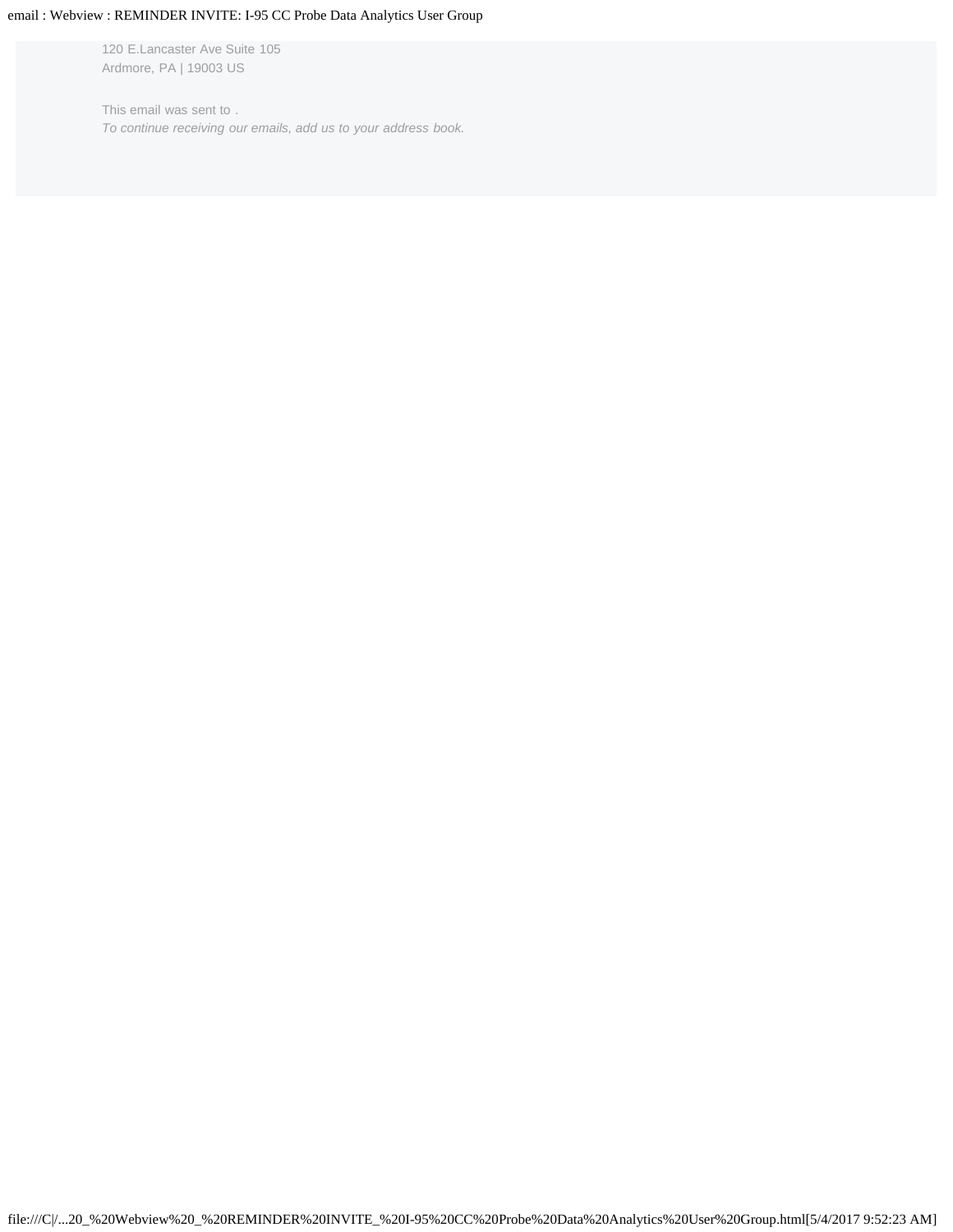120 E.Lancaster Ave Suite 105
Ardmore, PA | 19003 US

This email was sent to .
*To continue receiving our emails, add us to your address book.*